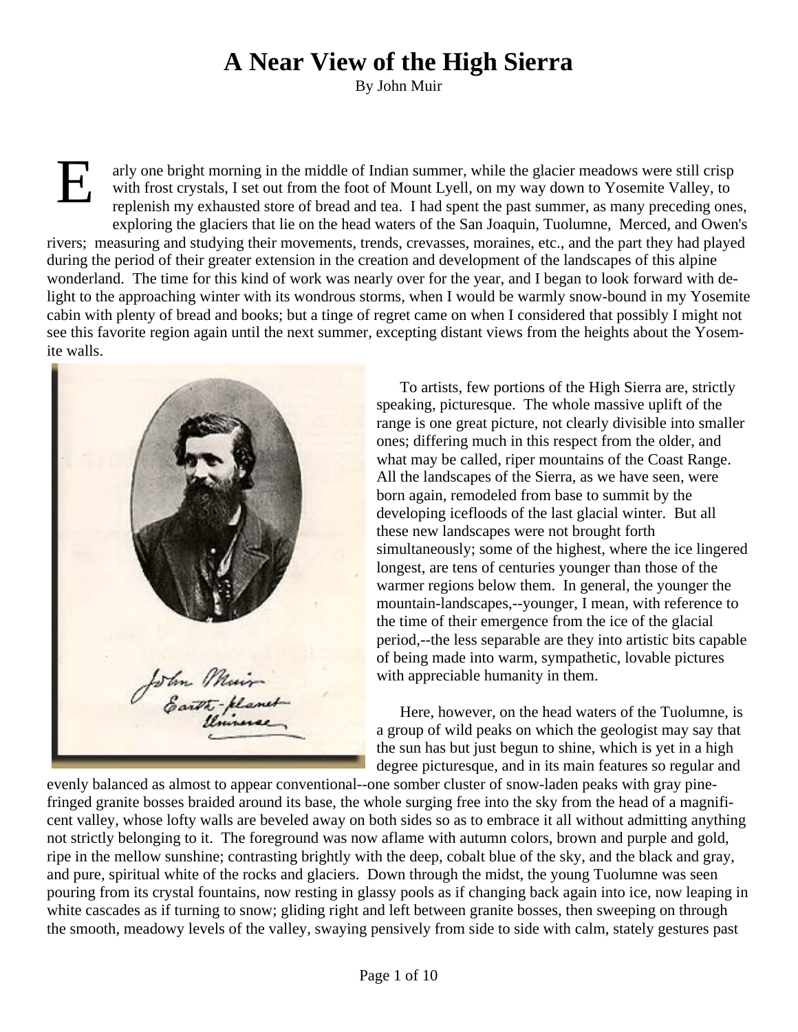# A Near View of the High Sierra

By John Muir

Early one bright morning in the middle of Indian summer, while the glacier meadows were still crisp with frost crystals, I set out from the foot of Mount Lyell, on my way down to Yosemite Valley, to replenish my exhausted store of bread and tea. I had spent the past summer, as many preceding ones, exploring the glaciers that lie on the head waters of the San Joaquin, Tuolumne, Merced, and Owen's rivers; measuring and studying their movements, trends, crevasses, moraines, etc., and the part they had played during the period of their greater extension in the creation and development of the landscapes of this alpine wonderland. The time for this kind of work was nearly over for the year, and I began to look forward with delight to the approaching winter with its wondrous storms, when I would be warmly snow-bound in my Yosemite cabin with plenty of bread and books; but a tinge of regret came on when I considered that possibly I might not see this favorite region again until the next summer, excepting distant views from the heights about the Yosemite walls.

To artists, few portions of the High Sierra are, strictly speaking, picturesque. The whole massive uplift of the range is one great picture, not clearly divisible into smaller ones; differing much in this respect from the older, and what may be called, riper mountains of the Coast Range. All the landscapes of the Sierra, as we have seen, were born again, remodeled from base to summit by the developing icefloods of the last glacial winter. But all these new landscapes were not brought forth simultaneously; some of the highest, where the ice lingered longest, are tens of centuries younger than those of the warmer regions below them. In general, the younger the mountain-landscapes,--younger, I mean, with reference to the time of their emergence from the ice of the glacial period,--the less separable are they into artistic bits capable of being made into warm, sympathetic, lovable pictures with appreciable humanity in them.

Here, however, on the head waters of the Tuolumne, is a group of wild peaks on which the geologist may say that the sun has but just begun to shine, which is yet in a high degree picturesque, and in its main features so regular and evenly balanced as almost to appear conventional--one somber cluster of snow-laden peaks with gray pine-fringed granite bosses braided around its base, the whole surging free into the sky from the head of a magnificent valley, whose lofty walls are beveled away on both sides so as to embrace it all without admitting anything not strictly belonging to it. The foreground was now aflame with autumn colors, brown and purple and gold, ripe in the mellow sunshine; contrasting brightly with the deep, cobalt blue of the sky, and the black and gray, and pure, spiritual white of the rocks and glaciers. Down through the midst, the young Tuolumne was seen pouring from its crystal fountains, now resting in glassy pools as if changing back again into ice, now leaping in white cascades as if turning to snow; gliding right and left between granite bosses, then sweeping on through the smooth, meadowy levels of the valley, swaying pensively from side to side with calm, stately gestures past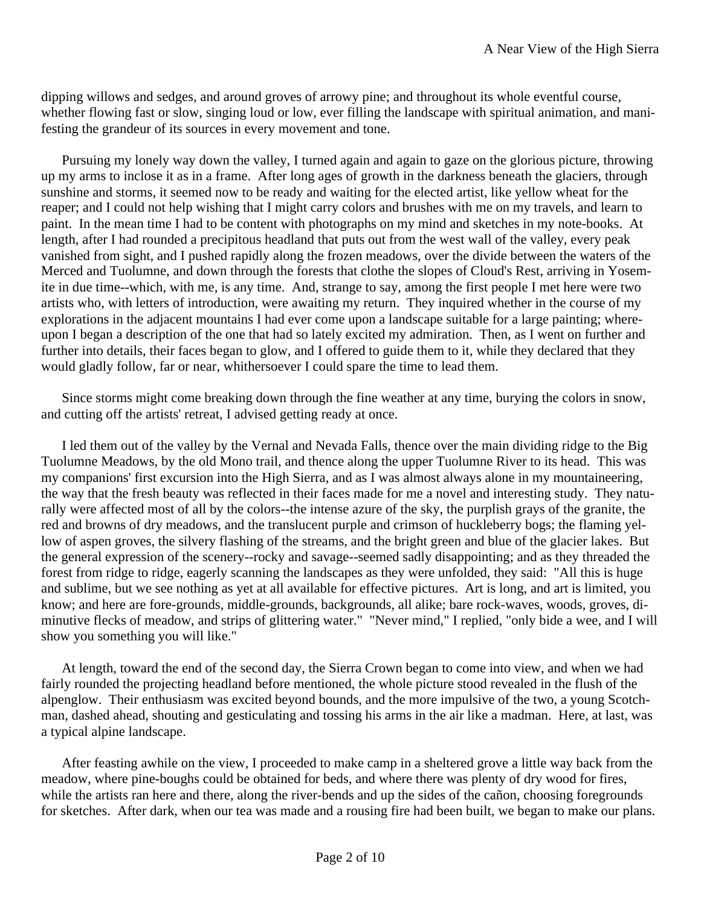dipping willows and sedges, and around groves of arrowy pine; and throughout its whole eventful course, whether flowing fast or slow, singing loud or low, ever filling the landscape with spiritual animation, and manifesting the grandeur of its sources in every movement and tone.

Pursuing my lonely way down the valley, I turned again and again to gaze on the glorious picture, throwing up my arms to inclose it as in a frame. After long ages of growth in the darkness beneath the glaciers, through sunshine and storms, it seemed now to be ready and waiting for the elected artist, like yellow wheat for the reaper; and I could not help wishing that I might carry colors and brushes with me on my travels, and learn to paint. In the mean time I had to be content with photographs on my mind and sketches in my note-books. At length, after I had rounded a precipitous headland that puts out from the west wall of the valley, every peak vanished from sight, and I pushed rapidly along the frozen meadows, over the divide between the waters of the Merced and Tuolumne, and down through the forests that clothe the slopes of Cloud's Rest, arriving in Yosemite in due time--which, with me, is any time. And, strange to say, among the first people I met here were two artists who, with letters of introduction, were awaiting my return. They inquired whether in the course of my explorations in the adjacent mountains I had ever come upon a landscape suitable for a large painting; whereupon I began a description of the one that had so lately excited my admiration. Then, as I went on further and further into details, their faces began to glow, and I offered to guide them to it, while they declared that they would gladly follow, far or near, whithersoever I could spare the time to lead them.

Since storms might come breaking down through the fine weather at any time, burying the colors in snow, and cutting off the artists' retreat, I advised getting ready at once.

I led them out of the valley by the Vernal and Nevada Falls, thence over the main dividing ridge to the Big Tuolumne Meadows, by the old Mono trail, and thence along the upper Tuolumne River to its head. This was my companions' first excursion into the High Sierra, and as I was almost always alone in my mountaineering, the way that the fresh beauty was reflected in their faces made for me a novel and interesting study. They naturally were affected most of all by the colors--the intense azure of the sky, the purplish grays of the granite, the red and browns of dry meadows, and the translucent purple and crimson of huckleberry bogs; the flaming yellow of aspen groves, the silvery flashing of the streams, and the bright green and blue of the glacier lakes. But the general expression of the scenery--rocky and savage--seemed sadly disappointing; and as they threaded the forest from ridge to ridge, eagerly scanning the landscapes as they were unfolded, they said: "All this is huge and sublime, but we see nothing as yet at all available for effective pictures. Art is long, and art is limited, you know; and here are fore-grounds, middle-grounds, backgrounds, all alike; bare rock-waves, woods, groves, diminutive flecks of meadow, and strips of glittering water." "Never mind," I replied, "only bide a wee, and I will show you something you will like."

At length, toward the end of the second day, the Sierra Crown began to come into view, and when we had fairly rounded the projecting headland before mentioned, the whole picture stood revealed in the flush of the alpenglow. Their enthusiasm was excited beyond bounds, and the more impulsive of the two, a young Scotchman, dashed ahead, shouting and gesticulating and tossing his arms in the air like a madman. Here, at last, was a typical alpine landscape.

After feasting awhile on the view, I proceeded to make camp in a sheltered grove a little way back from the meadow, where pine-boughs could be obtained for beds, and where there was plenty of dry wood for fires, while the artists ran here and there, along the river-bends and up the sides of the cañon, choosing foregrounds for sketches. After dark, when our tea was made and a rousing fire had been built, we began to make our plans.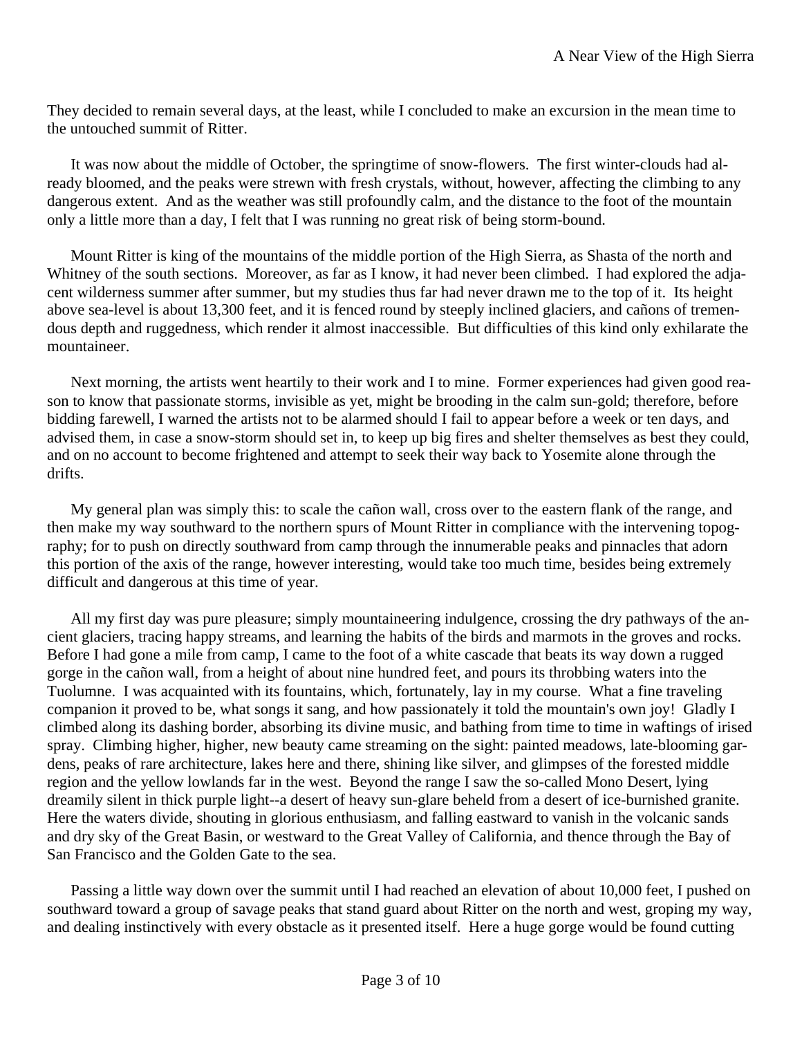They decided to remain several days, at the least, while I concluded to make an excursion in the mean time to the untouched summit of Ritter.

It was now about the middle of October, the springtime of snow-flowers. The first winter-clouds had already bloomed, and the peaks were strewn with fresh crystals, without, however, affecting the climbing to any dangerous extent. And as the weather was still profoundly calm, and the distance to the foot of the mountain only a little more than a day, I felt that I was running no great risk of being storm-bound.

Mount Ritter is king of the mountains of the middle portion of the High Sierra, as Shasta of the north and Whitney of the south sections. Moreover, as far as I know, it had never been climbed. I had explored the adjacent wilderness summer after summer, but my studies thus far had never drawn me to the top of it. Its height above sea-level is about 13,300 feet, and it is fenced round by steeply inclined glaciers, and cañons of tremendous depth and ruggedness, which render it almost inaccessible. But difficulties of this kind only exhilarate the mountaineer.

Next morning, the artists went heartily to their work and I to mine. Former experiences had given good reason to know that passionate storms, invisible as yet, might be brooding in the calm sun-gold; therefore, before bidding farewell, I warned the artists not to be alarmed should I fail to appear before a week or ten days, and advised them, in case a snow-storm should set in, to keep up big fires and shelter themselves as best they could, and on no account to become frightened and attempt to seek their way back to Yosemite alone through the drifts.

My general plan was simply this: to scale the cañon wall, cross over to the eastern flank of the range, and then make my way southward to the northern spurs of Mount Ritter in compliance with the intervening topography; for to push on directly southward from camp through the innumerable peaks and pinnacles that adorn this portion of the axis of the range, however interesting, would take too much time, besides being extremely difficult and dangerous at this time of year.

All my first day was pure pleasure; simply mountaineering indulgence, crossing the dry pathways of the ancient glaciers, tracing happy streams, and learning the habits of the birds and marmots in the groves and rocks. Before I had gone a mile from camp, I came to the foot of a white cascade that beats its way down a rugged gorge in the cañon wall, from a height of about nine hundred feet, and pours its throbbing waters into the Tuolumne. I was acquainted with its fountains, which, fortunately, lay in my course. What a fine traveling companion it proved to be, what songs it sang, and how passionately it told the mountain's own joy! Gladly I climbed along its dashing border, absorbing its divine music, and bathing from time to time in waftings of irised spray. Climbing higher, higher, new beauty came streaming on the sight: painted meadows, late-blooming gardens, peaks of rare architecture, lakes here and there, shining like silver, and glimpses of the forested middle region and the yellow lowlands far in the west. Beyond the range I saw the so-called Mono Desert, lying dreamily silent in thick purple light--a desert of heavy sun-glare beheld from a desert of ice-burnished granite. Here the waters divide, shouting in glorious enthusiasm, and falling eastward to vanish in the volcanic sands and dry sky of the Great Basin, or westward to the Great Valley of California, and thence through the Bay of San Francisco and the Golden Gate to the sea.

Passing a little way down over the summit until I had reached an elevation of about 10,000 feet, I pushed on southward toward a group of savage peaks that stand guard about Ritter on the north and west, groping my way, and dealing instinctively with every obstacle as it presented itself. Here a huge gorge would be found cutting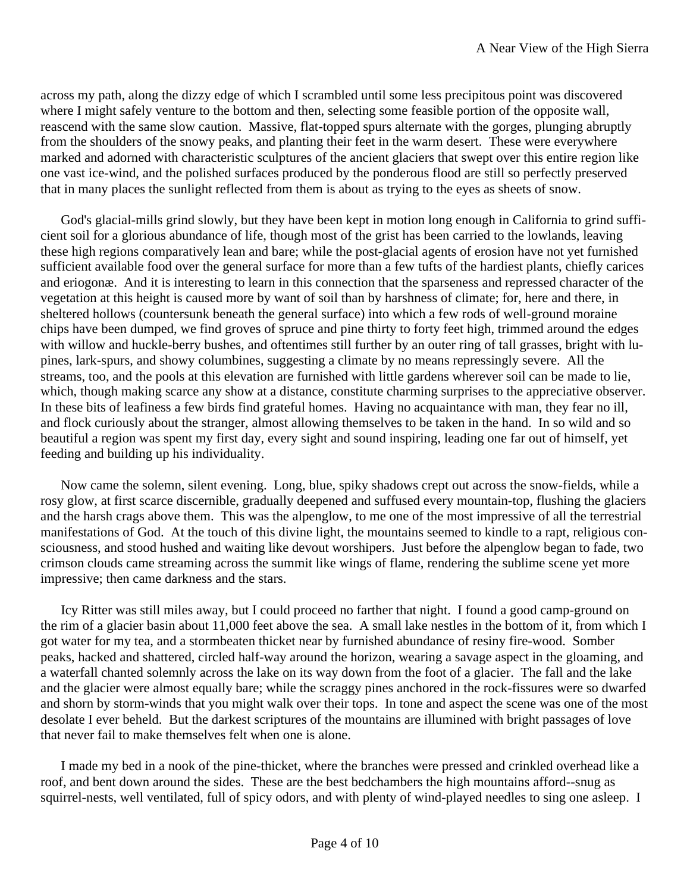across my path, along the dizzy edge of which I scrambled until some less precipitous point was discovered where I might safely venture to the bottom and then, selecting some feasible portion of the opposite wall, reascend with the same slow caution. Massive, flat-topped spurs alternate with the gorges, plunging abruptly from the shoulders of the snowy peaks, and planting their feet in the warm desert. These were everywhere marked and adorned with characteristic sculptures of the ancient glaciers that swept over this entire region like one vast ice-wind, and the polished surfaces produced by the ponderous flood are still so perfectly preserved that in many places the sunlight reflected from them is about as trying to the eyes as sheets of snow.

God's glacial-mills grind slowly, but they have been kept in motion long enough in California to grind sufficient soil for a glorious abundance of life, though most of the grist has been carried to the lowlands, leaving these high regions comparatively lean and bare; while the post-glacial agents of erosion have not yet furnished sufficient available food over the general surface for more than a few tufts of the hardiest plants, chiefly carices and eriogonæ. And it is interesting to learn in this connection that the sparseness and repressed character of the vegetation at this height is caused more by want of soil than by harshness of climate; for, here and there, in sheltered hollows (countersunk beneath the general surface) into which a few rods of well-ground moraine chips have been dumped, we find groves of spruce and pine thirty to forty feet high, trimmed around the edges with willow and huckle-berry bushes, and oftentimes still further by an outer ring of tall grasses, bright with lupines, lark-spurs, and showy columbines, suggesting a climate by no means repressingly severe. All the streams, too, and the pools at this elevation are furnished with little gardens wherever soil can be made to lie, which, though making scarce any show at a distance, constitute charming surprises to the appreciative observer. In these bits of leafiness a few birds find grateful homes. Having no acquaintance with man, they fear no ill, and flock curiously about the stranger, almost allowing themselves to be taken in the hand. In so wild and so beautiful a region was spent my first day, every sight and sound inspiring, leading one far out of himself, yet feeding and building up his individuality.

Now came the solemn, silent evening. Long, blue, spiky shadows crept out across the snow-fields, while a rosy glow, at first scarce discernible, gradually deepened and suffused every mountain-top, flushing the glaciers and the harsh crags above them. This was the alpenglow, to me one of the most impressive of all the terrestrial manifestations of God. At the touch of this divine light, the mountains seemed to kindle to a rapt, religious consciousness, and stood hushed and waiting like devout worshipers. Just before the alpenglow began to fade, two crimson clouds came streaming across the summit like wings of flame, rendering the sublime scene yet more impressive; then came darkness and the stars.

Icy Ritter was still miles away, but I could proceed no farther that night. I found a good camp-ground on the rim of a glacier basin about 11,000 feet above the sea. A small lake nestles in the bottom of it, from which I got water for my tea, and a stormbeaten thicket near by furnished abundance of resiny fire-wood. Somber peaks, hacked and shattered, circled half-way around the horizon, wearing a savage aspect in the gloaming, and a waterfall chanted solemnly across the lake on its way down from the foot of a glacier. The fall and the lake and the glacier were almost equally bare; while the scraggy pines anchored in the rock-fissures were so dwarfed and shorn by storm-winds that you might walk over their tops. In tone and aspect the scene was one of the most desolate I ever beheld. But the darkest scriptures of the mountains are illumined with bright passages of love that never fail to make themselves felt when one is alone.

I made my bed in a nook of the pine-thicket, where the branches were pressed and crinkled overhead like a roof, and bent down around the sides. These are the best bedchambers the high mountains afford--snug as squirrel-nests, well ventilated, full of spicy odors, and with plenty of wind-played needles to sing one asleep. I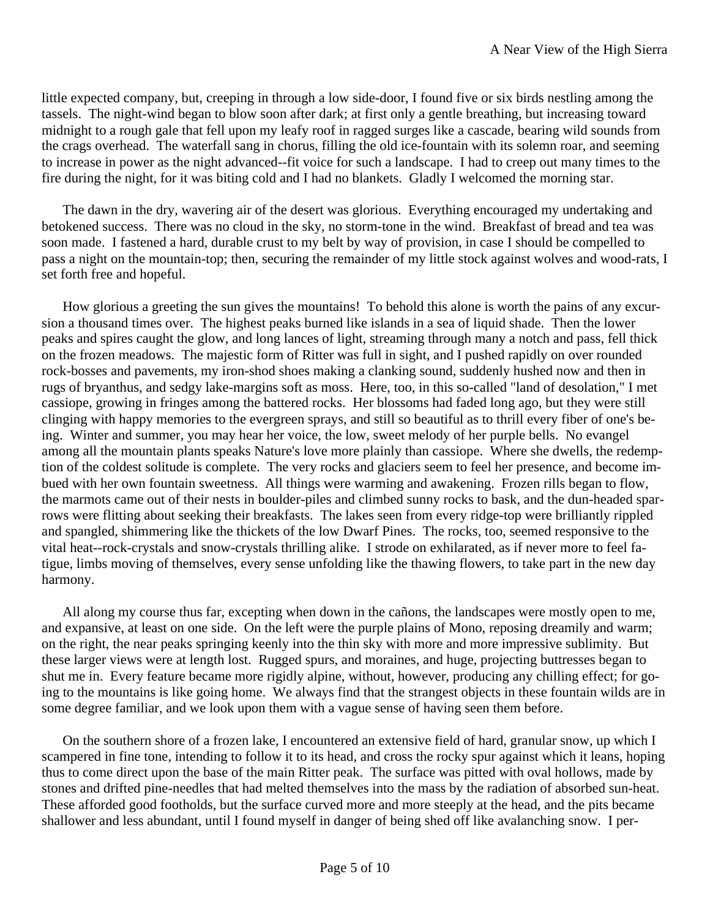little expected company, but, creeping in through a low side-door, I found five or six birds nestling among the tassels. The night-wind began to blow soon after dark; at first only a gentle breathing, but increasing toward midnight to a rough gale that fell upon my leafy roof in ragged surges like a cascade, bearing wild sounds from the crags overhead. The waterfall sang in chorus, filling the old ice-fountain with its solemn roar, and seeming to increase in power as the night advanced--fit voice for such a landscape. I had to creep out many times to the fire during the night, for it was biting cold and I had no blankets. Gladly I welcomed the morning star.

The dawn in the dry, wavering air of the desert was glorious. Everything encouraged my undertaking and betokened success. There was no cloud in the sky, no storm-tone in the wind. Breakfast of bread and tea was soon made. I fastened a hard, durable crust to my belt by way of provision, in case I should be compelled to pass a night on the mountain-top; then, securing the remainder of my little stock against wolves and wood-rats, I set forth free and hopeful.

How glorious a greeting the sun gives the mountains! To behold this alone is worth the pains of any excursion a thousand times over. The highest peaks burned like islands in a sea of liquid shade. Then the lower peaks and spires caught the glow, and long lances of light, streaming through many a notch and pass, fell thick on the frozen meadows. The majestic form of Ritter was full in sight, and I pushed rapidly on over rounded rock-bosses and pavements, my iron-shod shoes making a clanking sound, suddenly hushed now and then in rugs of bryanthus, and sedgy lake-margins soft as moss. Here, too, in this so-called "land of desolation," I met cassiope, growing in fringes among the battered rocks. Her blossoms had faded long ago, but they were still clinging with happy memories to the evergreen sprays, and still so beautiful as to thrill every fiber of one's being. Winter and summer, you may hear her voice, the low, sweet melody of her purple bells. No evangel among all the mountain plants speaks Nature's love more plainly than cassiope. Where she dwells, the redemption of the coldest solitude is complete. The very rocks and glaciers seem to feel her presence, and become imbued with her own fountain sweetness. All things were warming and awakening. Frozen rills began to flow, the marmots came out of their nests in boulder-piles and climbed sunny rocks to bask, and the dun-headed sparrows were flitting about seeking their breakfasts. The lakes seen from every ridge-top were brilliantly rippled and spangled, shimmering like the thickets of the low Dwarf Pines. The rocks, too, seemed responsive to the vital heat--rock-crystals and snow-crystals thrilling alike. I strode on exhilarated, as if never more to feel fatigue, limbs moving of themselves, every sense unfolding like the thawing flowers, to take part in the new day harmony.

All along my course thus far, excepting when down in the cañons, the landscapes were mostly open to me, and expansive, at least on one side. On the left were the purple plains of Mono, reposing dreamily and warm; on the right, the near peaks springing keenly into the thin sky with more and more impressive sublimity. But these larger views were at length lost. Rugged spurs, and moraines, and huge, projecting buttresses began to shut me in. Every feature became more rigidly alpine, without, however, producing any chilling effect; for going to the mountains is like going home. We always find that the strangest objects in these fountain wilds are in some degree familiar, and we look upon them with a vague sense of having seen them before.

On the southern shore of a frozen lake, I encountered an extensive field of hard, granular snow, up which I scampered in fine tone, intending to follow it to its head, and cross the rocky spur against which it leans, hoping thus to come direct upon the base of the main Ritter peak. The surface was pitted with oval hollows, made by stones and drifted pine-needles that had melted themselves into the mass by the radiation of absorbed sun-heat. These afforded good footholds, but the surface curved more and more steeply at the head, and the pits became shallower and less abundant, until I found myself in danger of being shed off like avalanching snow. I per-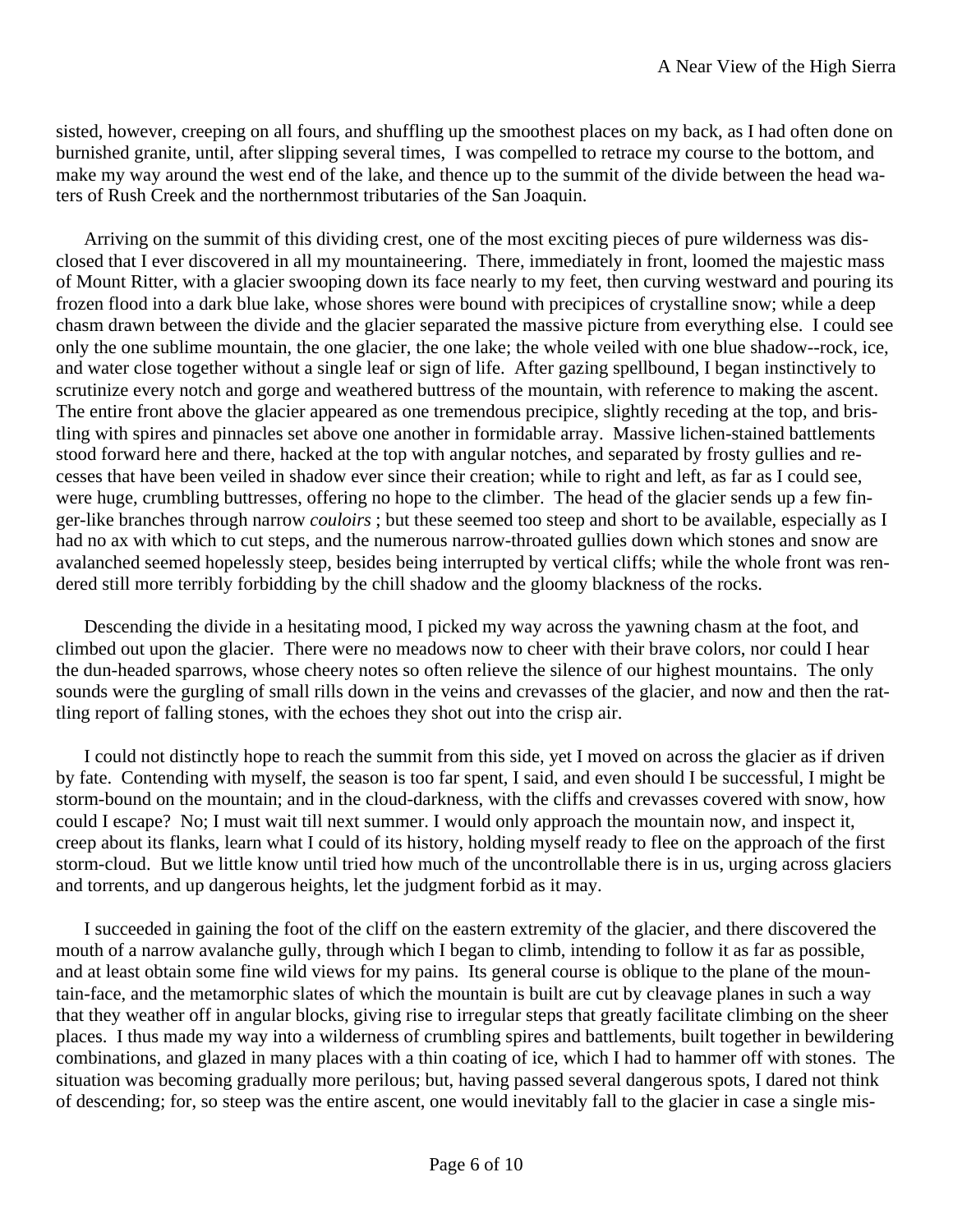sisted, however, creeping on all fours, and shuffling up the smoothest places on my back, as I had often done on burnished granite, until, after slipping several times, I was compelled to retrace my course to the bottom, and make my way around the west end of the lake, and thence up to the summit of the divide between the head waters of Rush Creek and the northernmost tributaries of the San Joaquin.

Arriving on the summit of this dividing crest, one of the most exciting pieces of pure wilderness was disclosed that I ever discovered in all my mountaineering. There, immediately in front, loomed the majestic mass of Mount Ritter, with a glacier swooping down its face nearly to my feet, then curving westward and pouring its frozen flood into a dark blue lake, whose shores were bound with precipices of crystalline snow; while a deep chasm drawn between the divide and the glacier separated the massive picture from everything else. I could see only the one sublime mountain, the one glacier, the one lake; the whole veiled with one blue shadow--rock, ice, and water close together without a single leaf or sign of life. After gazing spellbound, I began instinctively to scrutinize every notch and gorge and weathered buttress of the mountain, with reference to making the ascent. The entire front above the glacier appeared as one tremendous precipice, slightly receding at the top, and bristling with spires and pinnacles set above one another in formidable array. Massive lichen-stained battlements stood forward here and there, hacked at the top with angular notches, and separated by frosty gullies and recesses that have been veiled in shadow ever since their creation; while to right and left, as far as I could see, were huge, crumbling buttresses, offering no hope to the climber. The head of the glacier sends up a few finger-like branches through narrow *couloirs* ; but these seemed too steep and short to be available, especially as I had no ax with which to cut steps, and the numerous narrow-throated gullies down which stones and snow are avalanched seemed hopelessly steep, besides being interrupted by vertical cliffs; while the whole front was rendered still more terribly forbidding by the chill shadow and the gloomy blackness of the rocks.

Descending the divide in a hesitating mood, I picked my way across the yawning chasm at the foot, and climbed out upon the glacier. There were no meadows now to cheer with their brave colors, nor could I hear the dun-headed sparrows, whose cheery notes so often relieve the silence of our highest mountains. The only sounds were the gurgling of small rills down in the veins and crevasses of the glacier, and now and then the rattling report of falling stones, with the echoes they shot out into the crisp air.

I could not distinctly hope to reach the summit from this side, yet I moved on across the glacier as if driven by fate. Contending with myself, the season is too far spent, I said, and even should I be successful, I might be storm-bound on the mountain; and in the cloud-darkness, with the cliffs and crevasses covered with snow, how could I escape? No; I must wait till next summer. I would only approach the mountain now, and inspect it, creep about its flanks, learn what I could of its history, holding myself ready to flee on the approach of the first storm-cloud. But we little know until tried how much of the uncontrollable there is in us, urging across glaciers and torrents, and up dangerous heights, let the judgment forbid as it may.

I succeeded in gaining the foot of the cliff on the eastern extremity of the glacier, and there discovered the mouth of a narrow avalanche gully, through which I began to climb, intending to follow it as far as possible, and at least obtain some fine wild views for my pains. Its general course is oblique to the plane of the mountain-face, and the metamorphic slates of which the mountain is built are cut by cleavage planes in such a way that they weather off in angular blocks, giving rise to irregular steps that greatly facilitate climbing on the sheer places. I thus made my way into a wilderness of crumbling spires and battlements, built together in bewildering combinations, and glazed in many places with a thin coating of ice, which I had to hammer off with stones. The situation was becoming gradually more perilous; but, having passed several dangerous spots, I dared not think of descending; for, so steep was the entire ascent, one would inevitably fall to the glacier in case a single mis-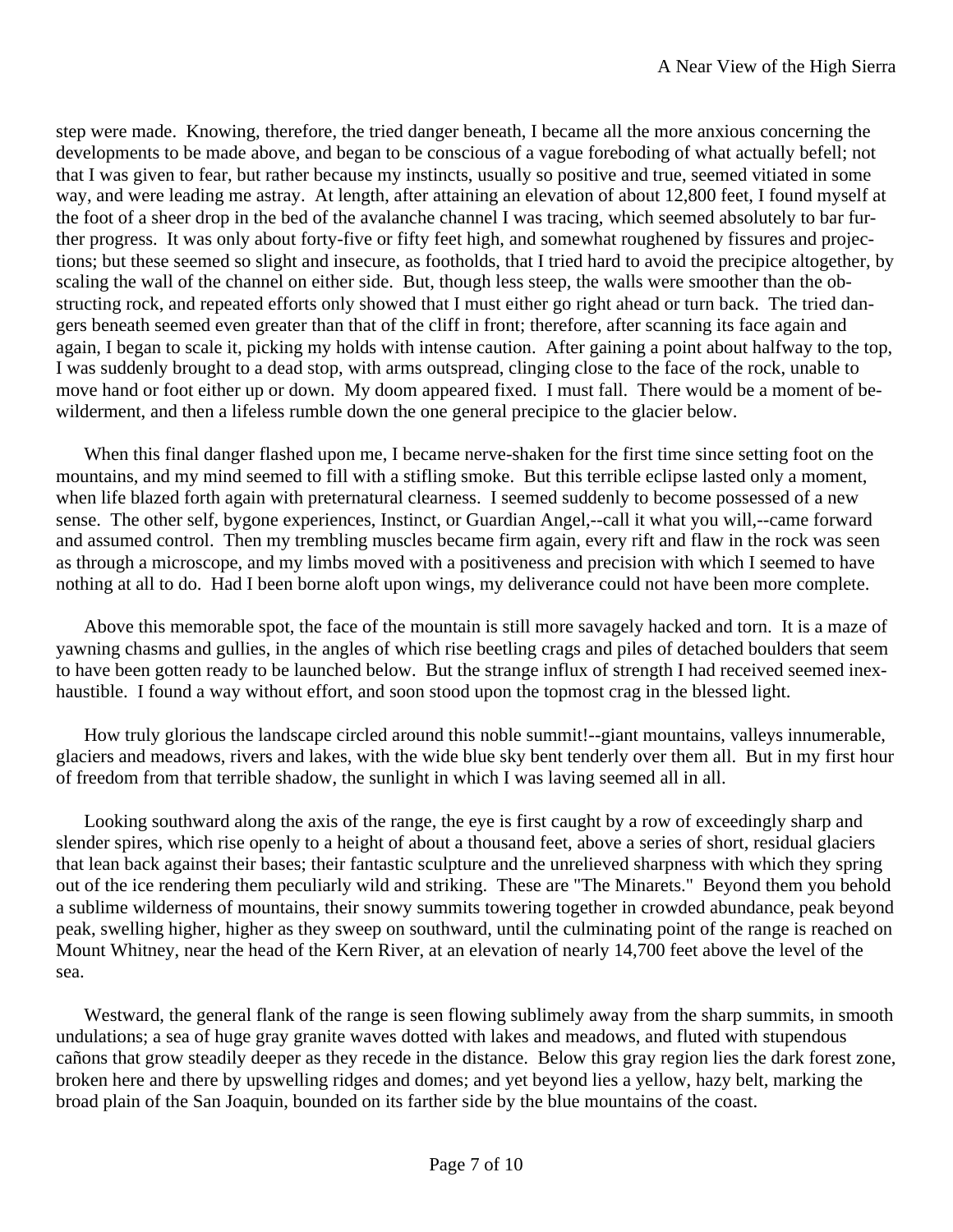step were made. Knowing, therefore, the tried danger beneath, I became all the more anxious concerning the developments to be made above, and began to be conscious of a vague foreboding of what actually befell; not that I was given to fear, but rather because my instincts, usually so positive and true, seemed vitiated in some way, and were leading me astray. At length, after attaining an elevation of about 12,800 feet, I found myself at the foot of a sheer drop in the bed of the avalanche channel I was tracing, which seemed absolutely to bar further progress. It was only about forty-five or fifty feet high, and somewhat roughened by fissures and projections; but these seemed so slight and insecure, as footholds, that I tried hard to avoid the precipice altogether, by scaling the wall of the channel on either side. But, though less steep, the walls were smoother than the obstructing rock, and repeated efforts only showed that I must either go right ahead or turn back. The tried dangers beneath seemed even greater than that of the cliff in front; therefore, after scanning its face again and again, I began to scale it, picking my holds with intense caution. After gaining a point about halfway to the top, I was suddenly brought to a dead stop, with arms outspread, clinging close to the face of the rock, unable to move hand or foot either up or down. My doom appeared fixed. I must fall. There would be a moment of bewilderment, and then a lifeless rumble down the one general precipice to the glacier below.

When this final danger flashed upon me, I became nerve-shaken for the first time since setting foot on the mountains, and my mind seemed to fill with a stifling smoke. But this terrible eclipse lasted only a moment, when life blazed forth again with preternatural clearness. I seemed suddenly to become possessed of a new sense. The other self, bygone experiences, Instinct, or Guardian Angel,--call it what you will,--came forward and assumed control. Then my trembling muscles became firm again, every rift and flaw in the rock was seen as through a microscope, and my limbs moved with a positiveness and precision with which I seemed to have nothing at all to do. Had I been borne aloft upon wings, my deliverance could not have been more complete.

Above this memorable spot, the face of the mountain is still more savagely hacked and torn. It is a maze of yawning chasms and gullies, in the angles of which rise beetling crags and piles of detached boulders that seem to have been gotten ready to be launched below. But the strange influx of strength I had received seemed inexhaustible. I found a way without effort, and soon stood upon the topmost crag in the blessed light.

How truly glorious the landscape circled around this noble summit!--giant mountains, valleys innumerable, glaciers and meadows, rivers and lakes, with the wide blue sky bent tenderly over them all. But in my first hour of freedom from that terrible shadow, the sunlight in which I was laving seemed all in all.

Looking southward along the axis of the range, the eye is first caught by a row of exceedingly sharp and slender spires, which rise openly to a height of about a thousand feet, above a series of short, residual glaciers that lean back against their bases; their fantastic sculpture and the unrelieved sharpness with which they spring out of the ice rendering them peculiarly wild and striking. These are "The Minarets." Beyond them you behold a sublime wilderness of mountains, their snowy summits towering together in crowded abundance, peak beyond peak, swelling higher, higher as they sweep on southward, until the culminating point of the range is reached on Mount Whitney, near the head of the Kern River, at an elevation of nearly 14,700 feet above the level of the sea.

Westward, the general flank of the range is seen flowing sublimely away from the sharp summits, in smooth undulations; a sea of huge gray granite waves dotted with lakes and meadows, and fluted with stupendous cañons that grow steadily deeper as they recede in the distance. Below this gray region lies the dark forest zone, broken here and there by upswelling ridges and domes; and yet beyond lies a yellow, hazy belt, marking the broad plain of the San Joaquin, bounded on its farther side by the blue mountains of the coast.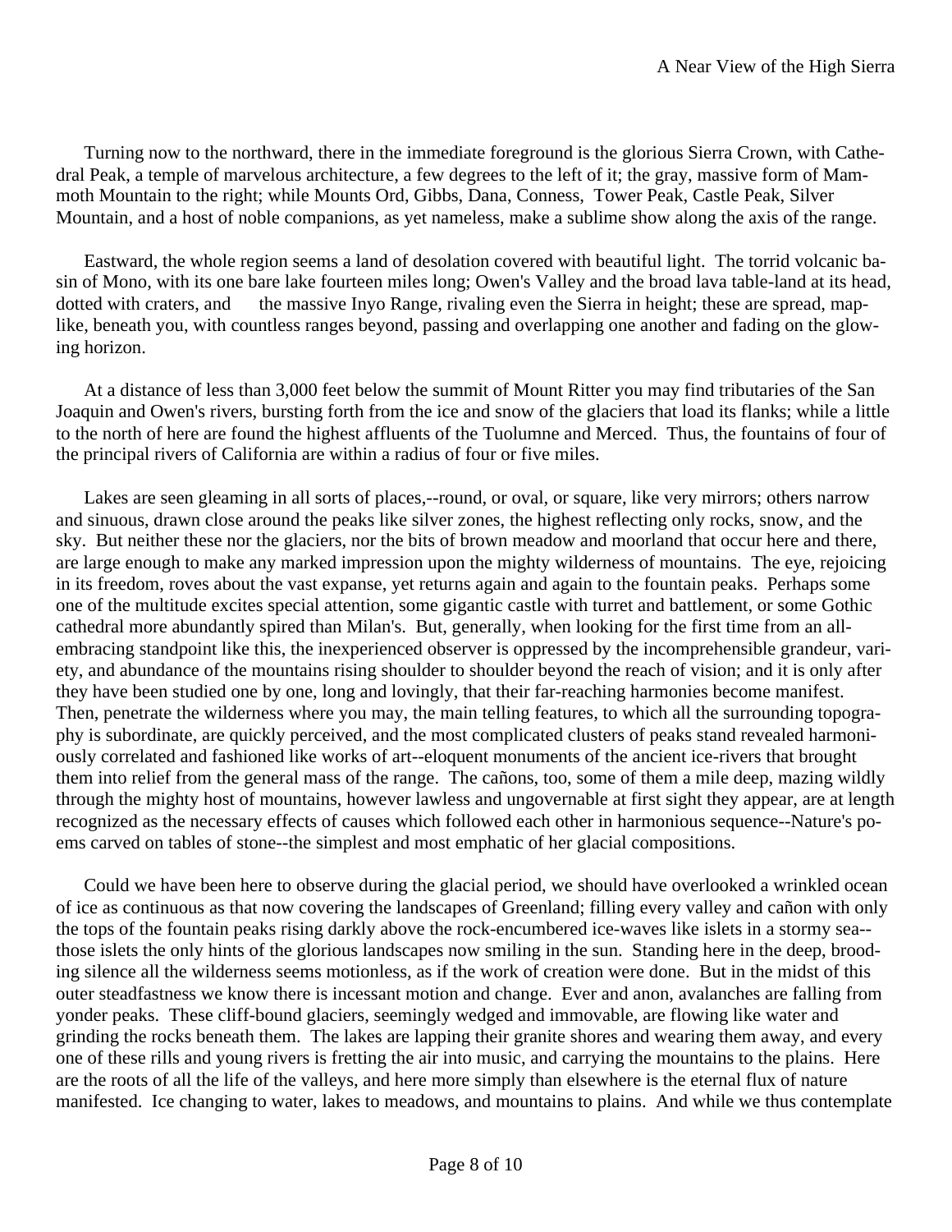Turning now to the northward, there in the immediate foreground is the glorious Sierra Crown, with Cathedral Peak, a temple of marvelous architecture, a few degrees to the left of it; the gray, massive form of Mammoth Mountain to the right; while Mounts Ord, Gibbs, Dana, Conness, Tower Peak, Castle Peak, Silver Mountain, and a host of noble companions, as yet nameless, make a sublime show along the axis of the range.

Eastward, the whole region seems a land of desolation covered with beautiful light. The torrid volcanic basin of Mono, with its one bare lake fourteen miles long; Owen's Valley and the broad lava table-land at its head, dotted with craters, and the massive Inyo Range, rivaling even the Sierra in height; these are spread, map-like, beneath you, with countless ranges beyond, passing and overlapping one another and fading on the glowing horizon.

At a distance of less than 3,000 feet below the summit of Mount Ritter you may find tributaries of the San Joaquin and Owen's rivers, bursting forth from the ice and snow of the glaciers that load its flanks; while a little to the north of here are found the highest affluents of the Tuolumne and Merced. Thus, the fountains of four of the principal rivers of California are within a radius of four or five miles.

Lakes are seen gleaming in all sorts of places,--round, or oval, or square, like very mirrors; others narrow and sinuous, drawn close around the peaks like silver zones, the highest reflecting only rocks, snow, and the sky. But neither these nor the glaciers, nor the bits of brown meadow and moorland that occur here and there, are large enough to make any marked impression upon the mighty wilderness of mountains. The eye, rejoicing in its freedom, roves about the vast expanse, yet returns again and again to the fountain peaks. Perhaps some one of the multitude excites special attention, some gigantic castle with turret and battlement, or some Gothic cathedral more abundantly spired than Milan's. But, generally, when looking for the first time from an all-embracing standpoint like this, the inexperienced observer is oppressed by the incomprehensible grandeur, variety, and abundance of the mountains rising shoulder to shoulder beyond the reach of vision; and it is only after they have been studied one by one, long and lovingly, that their far-reaching harmonies become manifest. Then, penetrate the wilderness where you may, the main telling features, to which all the surrounding topography is subordinate, are quickly perceived, and the most complicated clusters of peaks stand revealed harmoniously correlated and fashioned like works of art--eloquent monuments of the ancient ice-rivers that brought them into relief from the general mass of the range. The cañons, too, some of them a mile deep, mazing wildly through the mighty host of mountains, however lawless and ungovernable at first sight they appear, are at length recognized as the necessary effects of causes which followed each other in harmonious sequence--Nature's poems carved on tables of stone--the simplest and most emphatic of her glacial compositions.

Could we have been here to observe during the glacial period, we should have overlooked a wrinkled ocean of ice as continuous as that now covering the landscapes of Greenland; filling every valley and cañon with only the tops of the fountain peaks rising darkly above the rock-encumbered ice-waves like islets in a stormy sea--those islets the only hints of the glorious landscapes now smiling in the sun. Standing here in the deep, brooding silence all the wilderness seems motionless, as if the work of creation were done. But in the midst of this outer steadfastness we know there is incessant motion and change. Ever and anon, avalanches are falling from yonder peaks. These cliff-bound glaciers, seemingly wedged and immovable, are flowing like water and grinding the rocks beneath them. The lakes are lapping their granite shores and wearing them away, and every one of these rills and young rivers is fretting the air into music, and carrying the mountains to the plains. Here are the roots of all the life of the valleys, and here more simply than elsewhere is the eternal flux of nature manifested. Ice changing to water, lakes to meadows, and mountains to plains. And while we thus contemplate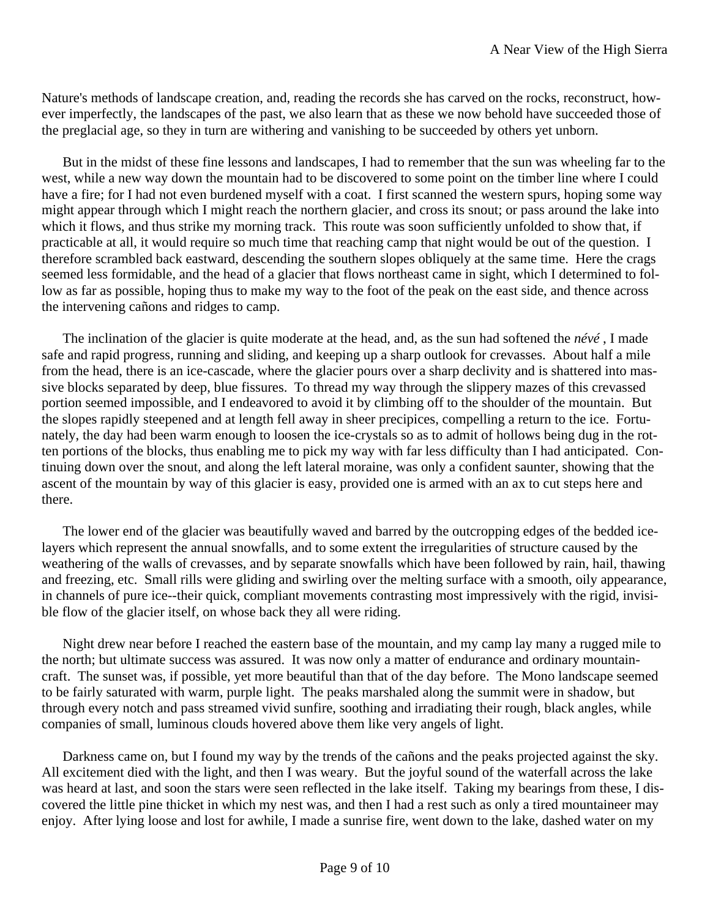Nature's methods of landscape creation, and, reading the records she has carved on the rocks, reconstruct, however imperfectly, the landscapes of the past, we also learn that as these we now behold have succeeded those of the preglacial age, so they in turn are withering and vanishing to be succeeded by others yet unborn.

But in the midst of these fine lessons and landscapes, I had to remember that the sun was wheeling far to the west, while a new way down the mountain had to be discovered to some point on the timber line where I could have a fire; for I had not even burdened myself with a coat. I first scanned the western spurs, hoping some way might appear through which I might reach the northern glacier, and cross its snout; or pass around the lake into which it flows, and thus strike my morning track. This route was soon sufficiently unfolded to show that, if practicable at all, it would require so much time that reaching camp that night would be out of the question. I therefore scrambled back eastward, descending the southern slopes obliquely at the same time. Here the crags seemed less formidable, and the head of a glacier that flows northeast came in sight, which I determined to follow as far as possible, hoping thus to make my way to the foot of the peak on the east side, and thence across the intervening cañons and ridges to camp.

The inclination of the glacier is quite moderate at the head, and, as the sun had softened the *névé* , I made safe and rapid progress, running and sliding, and keeping up a sharp outlook for crevasses. About half a mile from the head, there is an ice-cascade, where the glacier pours over a sharp declivity and is shattered into massive blocks separated by deep, blue fissures. To thread my way through the slippery mazes of this crevassed portion seemed impossible, and I endeavored to avoid it by climbing off to the shoulder of the mountain. But the slopes rapidly steepened and at length fell away in sheer precipices, compelling a return to the ice. Fortunately, the day had been warm enough to loosen the ice-crystals so as to admit of hollows being dug in the rotten portions of the blocks, thus enabling me to pick my way with far less difficulty than I had anticipated. Continuing down over the snout, and along the left lateral moraine, was only a confident saunter, showing that the ascent of the mountain by way of this glacier is easy, provided one is armed with an ax to cut steps here and there.

The lower end of the glacier was beautifully waved and barred by the outcropping edges of the bedded ice-layers which represent the annual snowfalls, and to some extent the irregularities of structure caused by the weathering of the walls of crevasses, and by separate snowfalls which have been followed by rain, hail, thawing and freezing, etc. Small rills were gliding and swirling over the melting surface with a smooth, oily appearance, in channels of pure ice--their quick, compliant movements contrasting most impressively with the rigid, invisible flow of the glacier itself, on whose back they all were riding.

Night drew near before I reached the eastern base of the mountain, and my camp lay many a rugged mile to the north; but ultimate success was assured. It was now only a matter of endurance and ordinary mountain-craft. The sunset was, if possible, yet more beautiful than that of the day before. The Mono landscape seemed to be fairly saturated with warm, purple light. The peaks marshaled along the summit were in shadow, but through every notch and pass streamed vivid sunfire, soothing and irradiating their rough, black angles, while companies of small, luminous clouds hovered above them like very angels of light.

Darkness came on, but I found my way by the trends of the cañons and the peaks projected against the sky. All excitement died with the light, and then I was weary. But the joyful sound of the waterfall across the lake was heard at last, and soon the stars were seen reflected in the lake itself. Taking my bearings from these, I discovered the little pine thicket in which my nest was, and then I had a rest such as only a tired mountaineer may enjoy. After lying loose and lost for awhile, I made a sunrise fire, went down to the lake, dashed water on my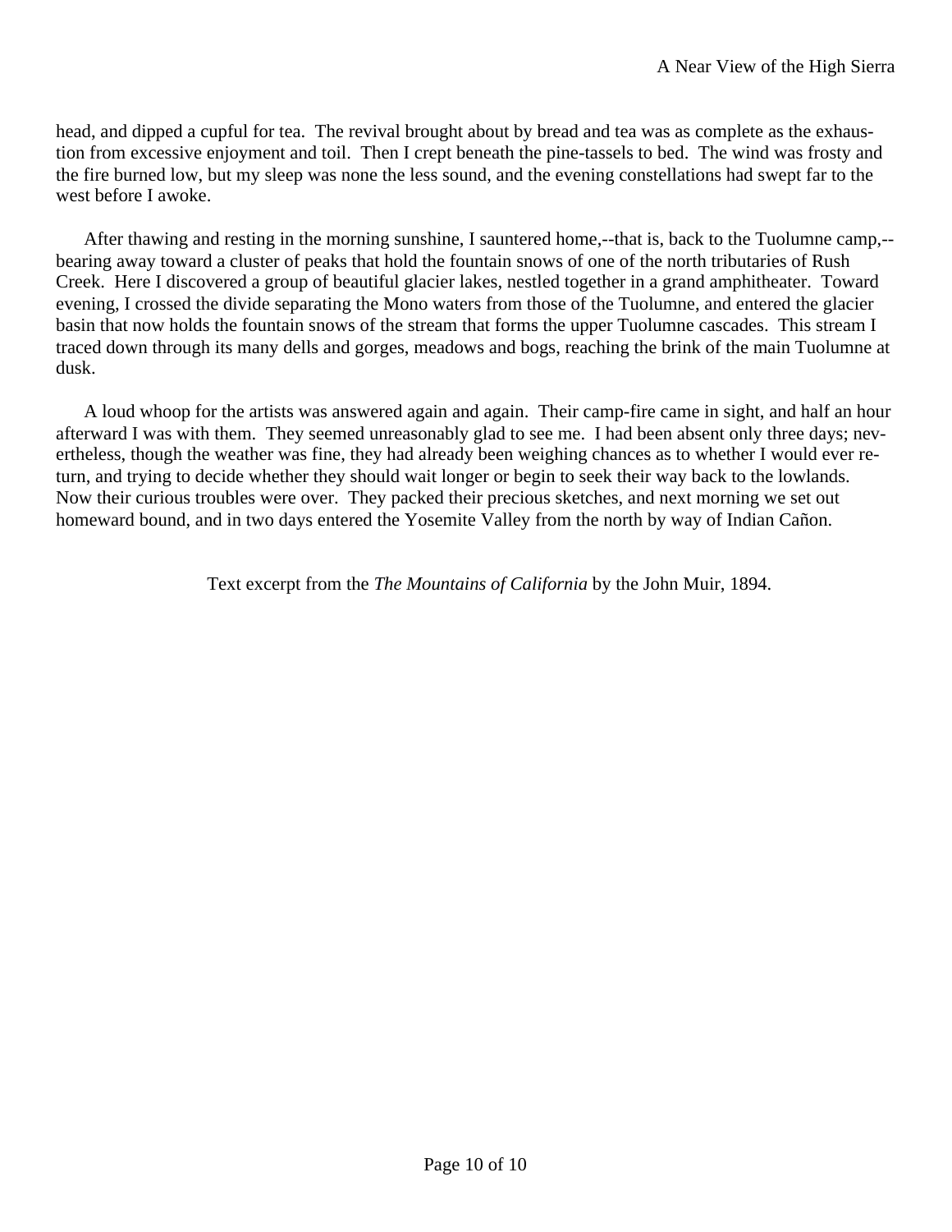head, and dipped a cupful for tea. The revival brought about by bread and tea was as complete as the exhaustion from excessive enjoyment and toil. Then I crept beneath the pine-tassels to bed. The wind was frosty and the fire burned low, but my sleep was none the less sound, and the evening constellations had swept far to the west before I awoke.

After thawing and resting in the morning sunshine, I sauntered home,--that is, back to the Tuolumne camp,--bearing away toward a cluster of peaks that hold the fountain snows of one of the north tributaries of Rush Creek. Here I discovered a group of beautiful glacier lakes, nestled together in a grand amphitheater. Toward evening, I crossed the divide separating the Mono waters from those of the Tuolumne, and entered the glacier basin that now holds the fountain snows of the stream that forms the upper Tuolumne cascades. This stream I traced down through its many dells and gorges, meadows and bogs, reaching the brink of the main Tuolumne at dusk.

A loud whoop for the artists was answered again and again. Their camp-fire came in sight, and half an hour afterward I was with them. They seemed unreasonably glad to see me. I had been absent only three days; nevertheless, though the weather was fine, they had already been weighing chances as to whether I would ever return, and trying to decide whether they should wait longer or begin to seek their way back to the lowlands. Now their curious troubles were over. They packed their precious sketches, and next morning we set out homeward bound, and in two days entered the Yosemite Valley from the north by way of Indian Cañon.

Text excerpt from the *The Mountains of California* by the John Muir, 1894.